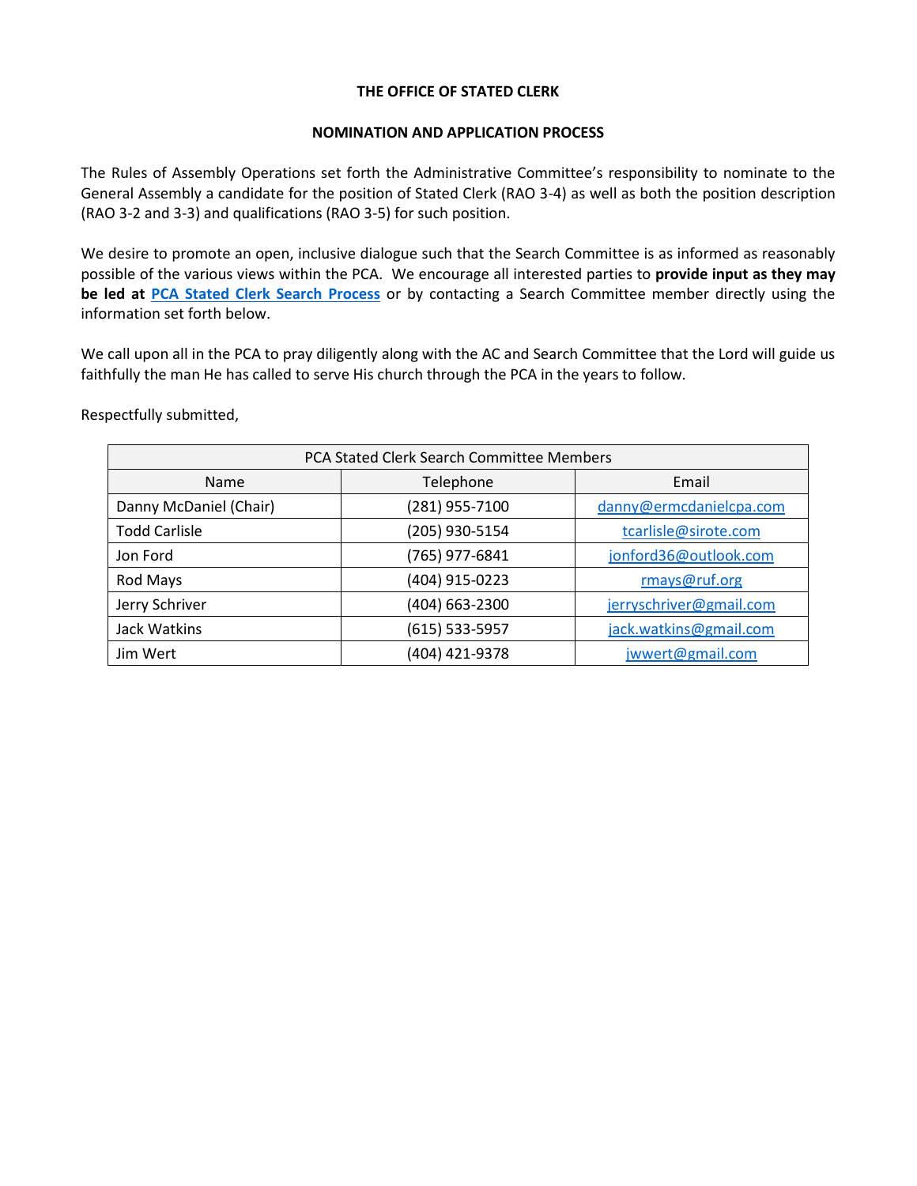# THE OFFICE OF STATED CLERK

## NOMINATION AND APPLICATION PROCESS

The Rules of Assembly Operations set forth the Administrative Committee's responsibility to nominate to the General Assembly a candidate for the position of Stated Clerk (RAO 3-4) as well as both the position description (RAO 3-2 and 3-3) and qualifications (RAO 3-5) for such position.

We desire to promote an open, inclusive dialogue such that the Search Committee is as informed as reasonably possible of the various views within the PCA. We encourage all interested parties to **provide input as they may be led at PCA Stated Clerk Search Process** or by contacting a Search Committee member directly using the information set forth below.

We call upon all in the PCA to pray diligently along with the AC and Search Committee that the Lord will guide us faithfully the man He has called to serve His church through the PCA in the years to follow.

Respectfully submitted,

| PCA Stated Clerk Search Committee Members | | |
|---|---|---|
| Name | Telephone | Email |
| Danny McDaniel (Chair) | (281) 955-7100 | danny@ermcdanielcpa.com |
| Todd Carlisle | (205) 930-5154 | tcarlisle@sirote.com |
| Jon Ford | (765) 977-6841 | jonford36@outlook.com |
| Rod Mays | (404) 915-0223 | rmays@ruf.org |
| Jerry Schriver | (404) 663-2300 | jerryschriver@gmail.com |
| Jack Watkins | (615) 533-5957 | jack.watkins@gmail.com |
| Jim Wert | (404) 421-9378 | jwwert@gmail.com |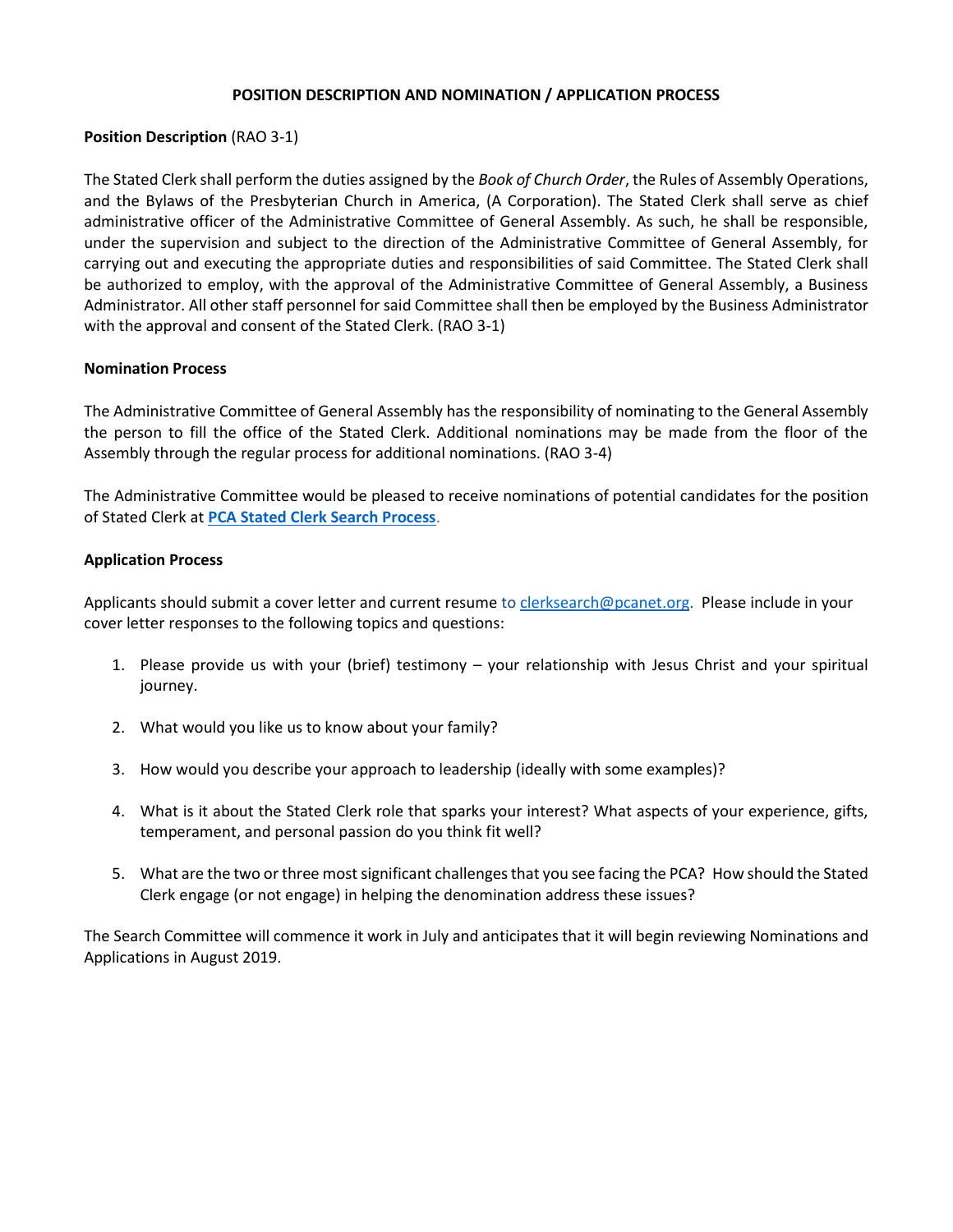# POSITION DESCRIPTION AND NOMINATION / APPLICATION PROCESS

**Position Description** (RAO 3-1)

The Stated Clerk shall perform the duties assigned by the *Book of Church Order*, the Rules of Assembly Operations, and the Bylaws of the Presbyterian Church in America, (A Corporation). The Stated Clerk shall serve as chief administrative officer of the Administrative Committee of General Assembly. As such, he shall be responsible, under the supervision and subject to the direction of the Administrative Committee of General Assembly, for carrying out and executing the appropriate duties and responsibilities of said Committee. The Stated Clerk shall be authorized to employ, with the approval of the Administrative Committee of General Assembly, a Business Administrator. All other staff personnel for said Committee shall then be employed by the Business Administrator with the approval and consent of the Stated Clerk. (RAO 3-1)

**Nomination Process**

The Administrative Committee of General Assembly has the responsibility of nominating to the General Assembly the person to fill the office of the Stated Clerk. Additional nominations may be made from the floor of the Assembly through the regular process for additional nominations. (RAO 3-4)

The Administrative Committee would be pleased to receive nominations of potential candidates for the position of Stated Clerk at **PCA Stated Clerk Search Process**.

**Application Process**

Applicants should submit a cover letter and current resume to clerksearch@pcanet.org. Please include in your cover letter responses to the following topics and questions:

1. Please provide us with your (brief) testimony – your relationship with Jesus Christ and your spiritual journey.

2. What would you like us to know about your family?

3. How would you describe your approach to leadership (ideally with some examples)?

4. What is it about the Stated Clerk role that sparks your interest? What aspects of your experience, gifts, temperament, and personal passion do you think fit well?

5. What are the two or three most significant challenges that you see facing the PCA? How should the Stated Clerk engage (or not engage) in helping the denomination address these issues?

The Search Committee will commence it work in July and anticipates that it will begin reviewing Nominations and Applications in August 2019.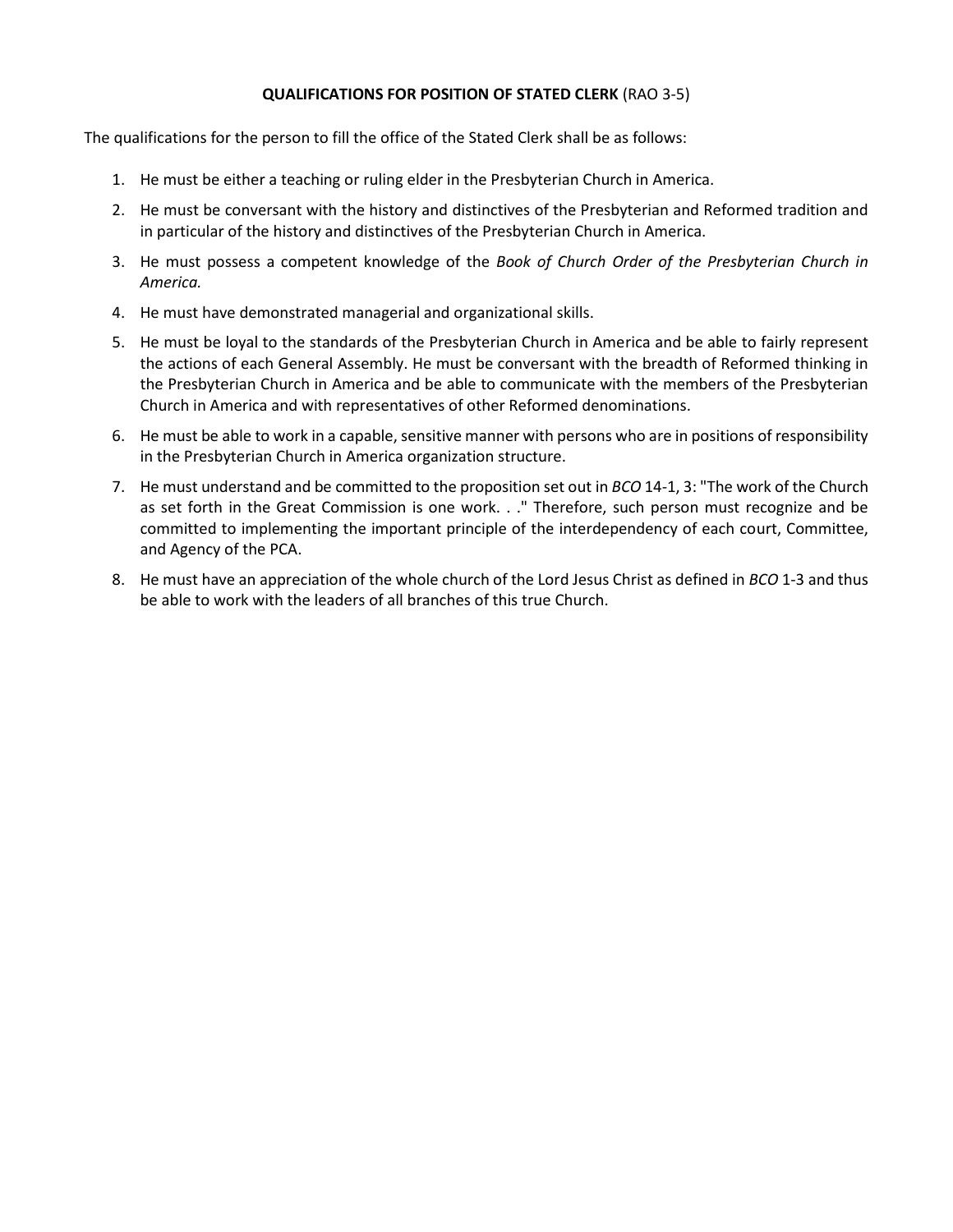**QUALIFICATIONS FOR POSITION OF STATED CLERK** (RAO 3-5)

The qualifications for the person to fill the office of the Stated Clerk shall be as follows:

1. He must be either a teaching or ruling elder in the Presbyterian Church in America.
2. He must be conversant with the history and distinctives of the Presbyterian and Reformed tradition and in particular of the history and distinctives of the Presbyterian Church in America.
3. He must possess a competent knowledge of the *Book of Church Order of the Presbyterian Church in America.*
4. He must have demonstrated managerial and organizational skills.
5. He must be loyal to the standards of the Presbyterian Church in America and be able to fairly represent the actions of each General Assembly. He must be conversant with the breadth of Reformed thinking in the Presbyterian Church in America and be able to communicate with the members of the Presbyterian Church in America and with representatives of other Reformed denominations.
6. He must be able to work in a capable, sensitive manner with persons who are in positions of responsibility in the Presbyterian Church in America organization structure.
7. He must understand and be committed to the proposition set out in *BCO* 14-1, 3: "The work of the Church as set forth in the Great Commission is one work. . ." Therefore, such person must recognize and be committed to implementing the important principle of the interdependency of each court, Committee, and Agency of the PCA.
8. He must have an appreciation of the whole church of the Lord Jesus Christ as defined in *BCO* 1-3 and thus be able to work with the leaders of all branches of this true Church.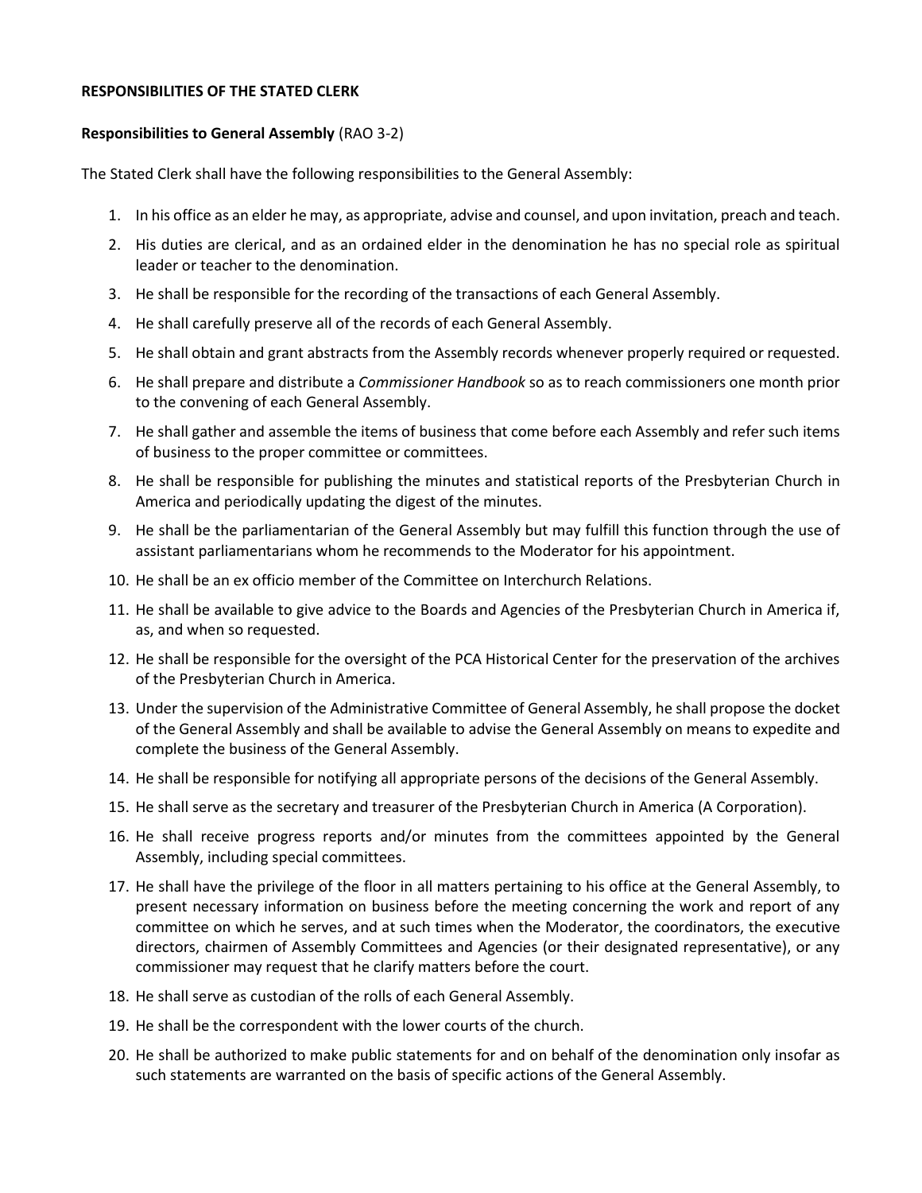**RESPONSIBILITIES OF THE STATED CLERK**

**Responsibilities to General Assembly** (RAO 3-2)

The Stated Clerk shall have the following responsibilities to the General Assembly:

1. In his office as an elder he may, as appropriate, advise and counsel, and upon invitation, preach and teach.
2. His duties are clerical, and as an ordained elder in the denomination he has no special role as spiritual leader or teacher to the denomination.
3. He shall be responsible for the recording of the transactions of each General Assembly.
4. He shall carefully preserve all of the records of each General Assembly.
5. He shall obtain and grant abstracts from the Assembly records whenever properly required or requested.
6. He shall prepare and distribute a *Commissioner Handbook* so as to reach commissioners one month prior to the convening of each General Assembly.
7. He shall gather and assemble the items of business that come before each Assembly and refer such items of business to the proper committee or committees.
8. He shall be responsible for publishing the minutes and statistical reports of the Presbyterian Church in America and periodically updating the digest of the minutes.
9. He shall be the parliamentarian of the General Assembly but may fulfill this function through the use of assistant parliamentarians whom he recommends to the Moderator for his appointment.
10. He shall be an ex officio member of the Committee on Interchurch Relations.
11. He shall be available to give advice to the Boards and Agencies of the Presbyterian Church in America if, as, and when so requested.
12. He shall be responsible for the oversight of the PCA Historical Center for the preservation of the archives of the Presbyterian Church in America.
13. Under the supervision of the Administrative Committee of General Assembly, he shall propose the docket of the General Assembly and shall be available to advise the General Assembly on means to expedite and complete the business of the General Assembly.
14. He shall be responsible for notifying all appropriate persons of the decisions of the General Assembly.
15. He shall serve as the secretary and treasurer of the Presbyterian Church in America (A Corporation).
16. He shall receive progress reports and/or minutes from the committees appointed by the General Assembly, including special committees.
17. He shall have the privilege of the floor in all matters pertaining to his office at the General Assembly, to present necessary information on business before the meeting concerning the work and report of any committee on which he serves, and at such times when the Moderator, the coordinators, the executive directors, chairmen of Assembly Committees and Agencies (or their designated representative), or any commissioner may request that he clarify matters before the court.
18. He shall serve as custodian of the rolls of each General Assembly.
19. He shall be the correspondent with the lower courts of the church.
20. He shall be authorized to make public statements for and on behalf of the denomination only insofar as such statements are warranted on the basis of specific actions of the General Assembly.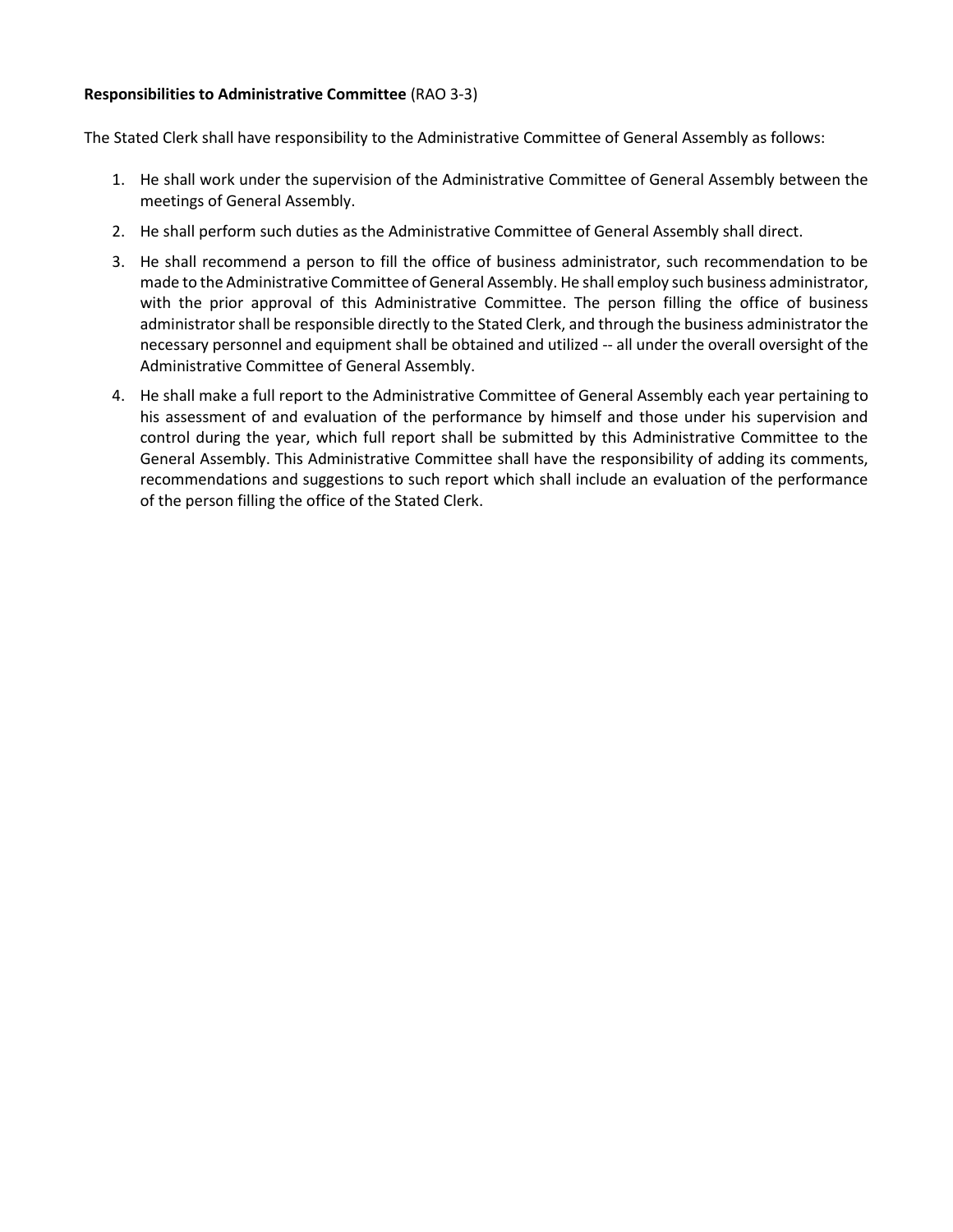**Responsibilities to Administrative Committee** (RAO 3-3)

The Stated Clerk shall have responsibility to the Administrative Committee of General Assembly as follows:

1. He shall work under the supervision of the Administrative Committee of General Assembly between the meetings of General Assembly.
2. He shall perform such duties as the Administrative Committee of General Assembly shall direct.
3. He shall recommend a person to fill the office of business administrator, such recommendation to be made to the Administrative Committee of General Assembly. He shall employ such business administrator, with the prior approval of this Administrative Committee. The person filling the office of business administrator shall be responsible directly to the Stated Clerk, and through the business administrator the necessary personnel and equipment shall be obtained and utilized -- all under the overall oversight of the Administrative Committee of General Assembly.
4. He shall make a full report to the Administrative Committee of General Assembly each year pertaining to his assessment of and evaluation of the performance by himself and those under his supervision and control during the year, which full report shall be submitted by this Administrative Committee to the General Assembly. This Administrative Committee shall have the responsibility of adding its comments, recommendations and suggestions to such report which shall include an evaluation of the performance of the person filling the office of the Stated Clerk.